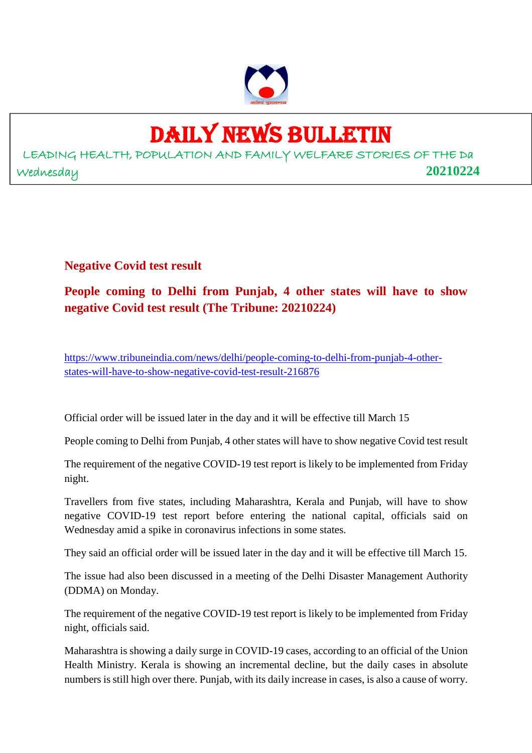# DAILY NEWS BULLETIN

LEADING HEALTH, POPULATION AND FAMILY WELFARE STORIES OF THE Da

Wednesday **20210224**

## Negative Covid test result

## People coming to Delhi from Punjab, 4 other states will have to show negative Covid test result (The Tribune: 20210224)

https://www.tribuneindia.com/news/delhi/people-coming-to-delhi-from-punjab-4-other-states-will-have-to-show-negative-covid-test-result-216876

Official order will be issued later in the day and it will be effective till March 15

People coming to Delhi from Punjab, 4 other states will have to show negative Covid test result

The requirement of the negative COVID-19 test report is likely to be implemented from Friday night.

Travellers from five states, including Maharashtra, Kerala and Punjab, will have to show negative COVID-19 test report before entering the national capital, officials said on Wednesday amid a spike in coronavirus infections in some states.

They said an official order will be issued later in the day and it will be effective till March 15.

The issue had also been discussed in a meeting of the Delhi Disaster Management Authority (DDMA) on Monday.

The requirement of the negative COVID-19 test report is likely to be implemented from Friday night, officials said.

Maharashtra is showing a daily surge in COVID-19 cases, according to an official of the Union Health Ministry. Kerala is showing an incremental decline, but the daily cases in absolute numbers is still high over there. Punjab, with its daily increase in cases, is also a cause of worry.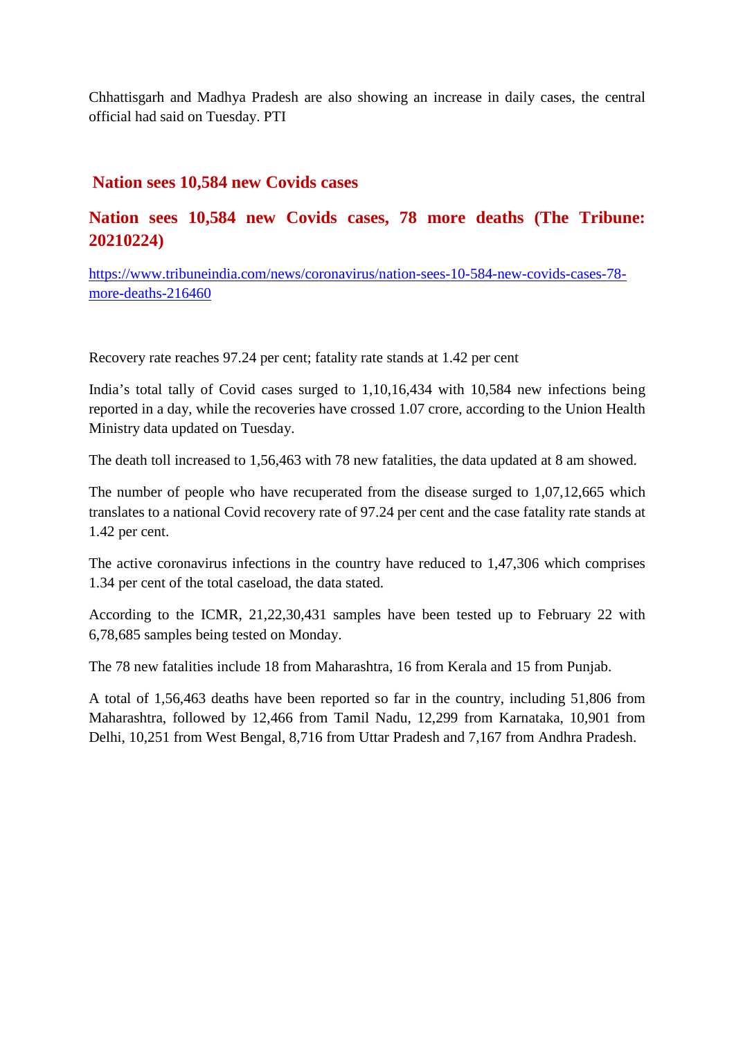Chhattisgarh and Madhya Pradesh are also showing an increase in daily cases, the central official had said on Tuesday. PTI

## Nation sees 10,584 new Covids cases

## Nation sees 10,584 new Covids cases, 78 more deaths (The Tribune: 20210224)

https://www.tribuneindia.com/news/coronavirus/nation-sees-10-584-new-covids-cases-78-more-deaths-216460

Recovery rate reaches 97.24 per cent; fatality rate stands at 1.42 per cent

India's total tally of Covid cases surged to 1,10,16,434 with 10,584 new infections being reported in a day, while the recoveries have crossed 1.07 crore, according to the Union Health Ministry data updated on Tuesday.

The death toll increased to 1,56,463 with 78 new fatalities, the data updated at 8 am showed.

The number of people who have recuperated from the disease surged to 1,07,12,665 which translates to a national Covid recovery rate of 97.24 per cent and the case fatality rate stands at 1.42 per cent.

The active coronavirus infections in the country have reduced to 1,47,306 which comprises 1.34 per cent of the total caseload, the data stated.

According to the ICMR, 21,22,30,431 samples have been tested up to February 22 with 6,78,685 samples being tested on Monday.

The 78 new fatalities include 18 from Maharashtra, 16 from Kerala and 15 from Punjab.

A total of 1,56,463 deaths have been reported so far in the country, including 51,806 from Maharashtra, followed by 12,466 from Tamil Nadu, 12,299 from Karnataka, 10,901 from Delhi, 10,251 from West Bengal, 8,716 from Uttar Pradesh and 7,167 from Andhra Pradesh.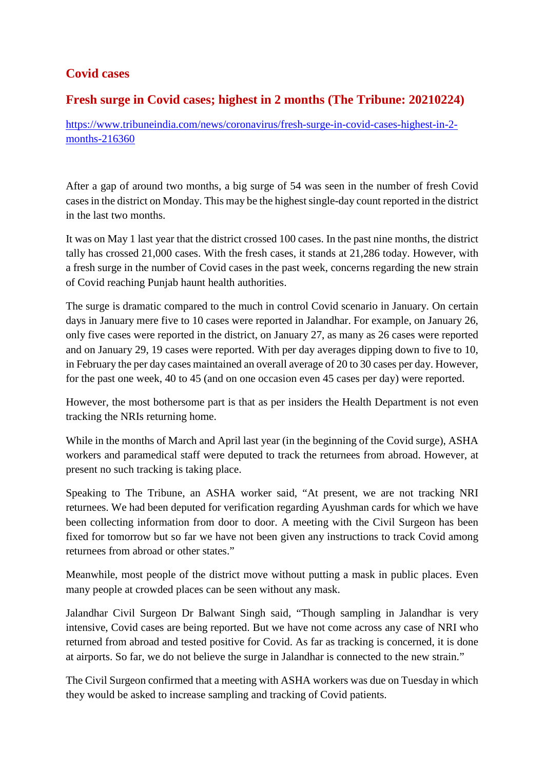## Covid cases

## Fresh surge in Covid cases; highest in 2 months (The Tribune: 20210224)

https://www.tribuneindia.com/news/coronavirus/fresh-surge-in-covid-cases-highest-in-2-months-216360

After a gap of around two months, a big surge of 54 was seen in the number of fresh Covid cases in the district on Monday. This may be the highest single-day count reported in the district in the last two months.

It was on May 1 last year that the district crossed 100 cases. In the past nine months, the district tally has crossed 21,000 cases. With the fresh cases, it stands at 21,286 today. However, with a fresh surge in the number of Covid cases in the past week, concerns regarding the new strain of Covid reaching Punjab haunt health authorities.

The surge is dramatic compared to the much in control Covid scenario in January. On certain days in January mere five to 10 cases were reported in Jalandhar. For example, on January 26, only five cases were reported in the district, on January 27, as many as 26 cases were reported and on January 29, 19 cases were reported. With per day averages dipping down to five to 10, in February the per day cases maintained an overall average of 20 to 30 cases per day. However, for the past one week, 40 to 45 (and on one occasion even 45 cases per day) were reported.

However, the most bothersome part is that as per insiders the Health Department is not even tracking the NRIs returning home.

While in the months of March and April last year (in the beginning of the Covid surge), ASHA workers and paramedical staff were deputed to track the returnees from abroad. However, at present no such tracking is taking place.

Speaking to The Tribune, an ASHA worker said, "At present, we are not tracking NRI returnees. We had been deputed for verification regarding Ayushman cards for which we have been collecting information from door to door. A meeting with the Civil Surgeon has been fixed for tomorrow but so far we have not been given any instructions to track Covid among returnees from abroad or other states."

Meanwhile, most people of the district move without putting a mask in public places. Even many people at crowded places can be seen without any mask.

Jalandhar Civil Surgeon Dr Balwant Singh said, "Though sampling in Jalandhar is very intensive, Covid cases are being reported. But we have not come across any case of NRI who returned from abroad and tested positive for Covid. As far as tracking is concerned, it is done at airports. So far, we do not believe the surge in Jalandhar is connected to the new strain."

The Civil Surgeon confirmed that a meeting with ASHA workers was due on Tuesday in which they would be asked to increase sampling and tracking of Covid patients.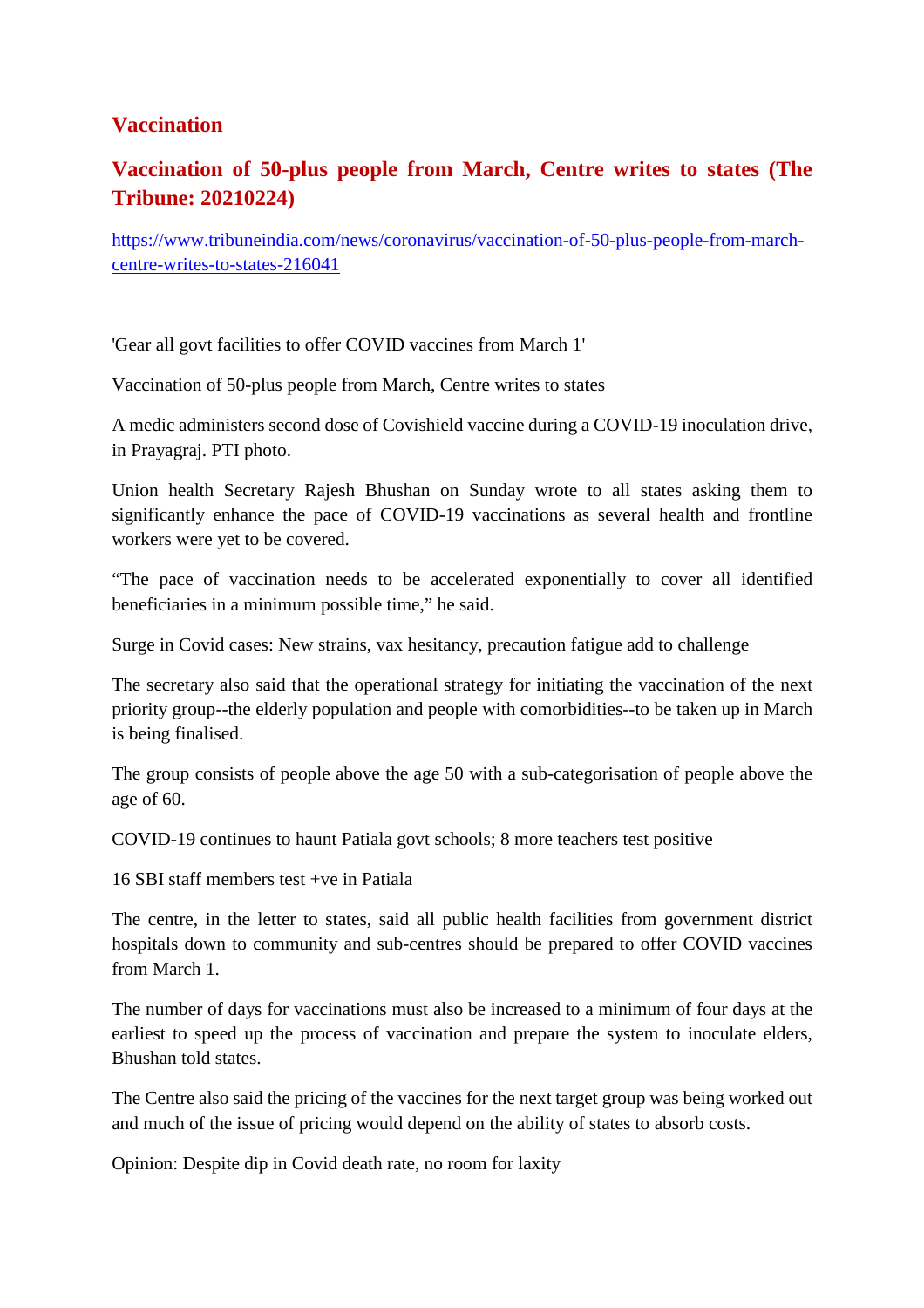## Vaccination

### Vaccination of 50-plus people from March, Centre writes to states (The Tribune: 20210224)

https://www.tribuneindia.com/news/coronavirus/vaccination-of-50-plus-people-from-march-centre-writes-to-states-216041

'Gear all govt facilities to offer COVID vaccines from March 1'

Vaccination of 50-plus people from March, Centre writes to states

A medic administers second dose of Covishield vaccine during a COVID-19 inoculation drive, in Prayagraj. PTI photo.

Union health Secretary Rajesh Bhushan on Sunday wrote to all states asking them to significantly enhance the pace of COVID-19 vaccinations as several health and frontline workers were yet to be covered.

"The pace of vaccination needs to be accelerated exponentially to cover all identified beneficiaries in a minimum possible time," he said.

Surge in Covid cases: New strains, vax hesitancy, precaution fatigue add to challenge

The secretary also said that the operational strategy for initiating the vaccination of the next priority group--the elderly population and people with comorbidities--to be taken up in March is being finalised.

The group consists of people above the age 50 with a sub-categorisation of people above the age of 60.

COVID-19 continues to haunt Patiala govt schools; 8 more teachers test positive

16 SBI staff members test +ve in Patiala

The centre, in the letter to states, said all public health facilities from government district hospitals down to community and sub-centres should be prepared to offer COVID vaccines from March 1.

The number of days for vaccinations must also be increased to a minimum of four days at the earliest to speed up the process of vaccination and prepare the system to inoculate elders, Bhushan told states.

The Centre also said the pricing of the vaccines for the next target group was being worked out and much of the issue of pricing would depend on the ability of states to absorb costs.

Opinion: Despite dip in Covid death rate, no room for laxity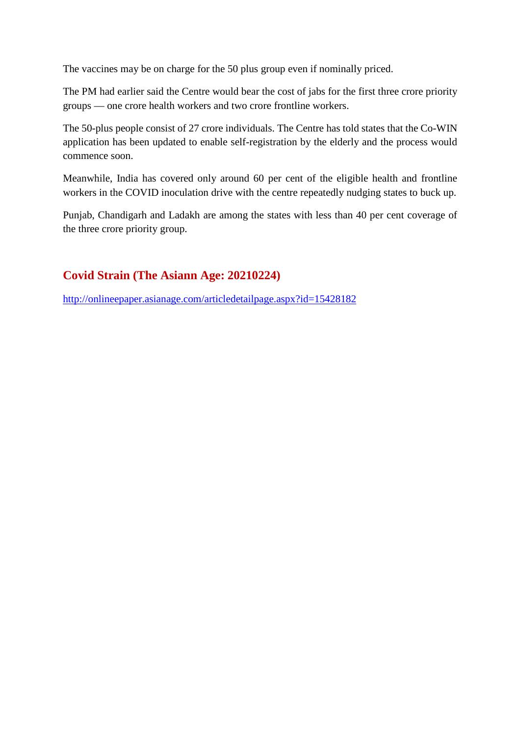The vaccines may be on charge for the 50 plus group even if nominally priced.

The PM had earlier said the Centre would bear the cost of jabs for the first three crore priority groups — one crore health workers and two crore frontline workers.

The 50-plus people consist of 27 crore individuals. The Centre has told states that the Co-WIN application has been updated to enable self-registration by the elderly and the process would commence soon.

Meanwhile, India has covered only around 60 per cent of the eligible health and frontline workers in the COVID inoculation drive with the centre repeatedly nudging states to buck up.

Punjab, Chandigarh and Ladakh are among the states with less than 40 per cent coverage of the three crore priority group.

## Covid Strain (The Asiann Age: 20210224)

http://onlineepaper.asianage.com/articledetailpage.aspx?id=15428182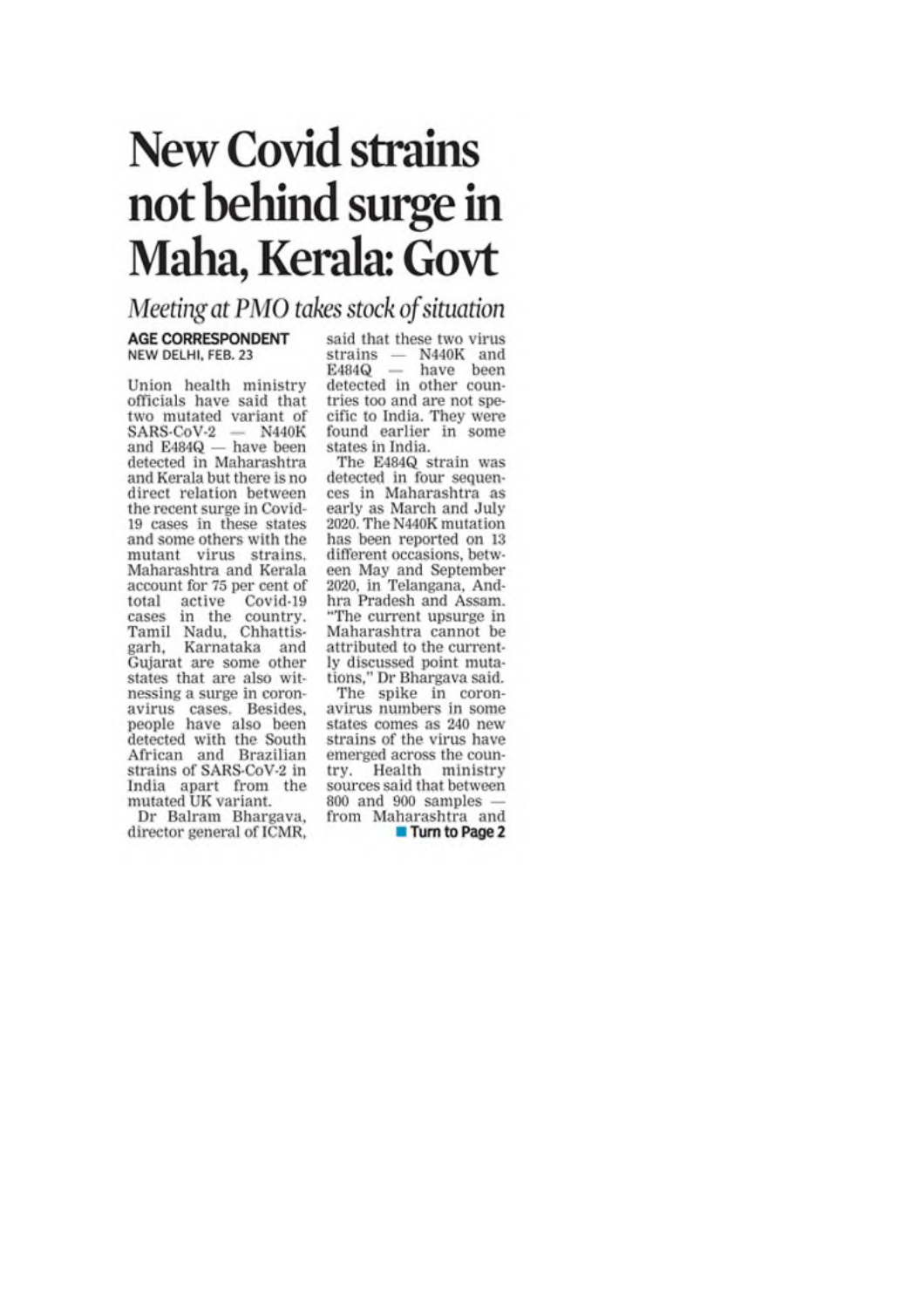# New Covid strains not behind surge in Maha, Kerala: Govt

## *Meeting at PMO takes stock of situation*

**AGE CORRESPONDENT**
NEW DELHI, FEB. 23

Union health ministry officials have said that two mutated variant of SARS-CoV-2 — N440K and E484Q — have been detected in Maharashtra and Kerala but there is no direct relation between the recent surge in Covid-19 cases in these states and some others with the mutant virus strains. Maharashtra and Kerala account for 75 per cent of total active Covid-19 cases in the country. Tamil Nadu, Chhattisgarh, Karnataka and Gujarat are some other states that are also witnessing a surge in coronavirus cases. Besides, people have also been detected with the South African and Brazilian strains of SARS-CoV-2 in India apart from the mutated UK variant.

Dr Balram Bhargava, director general of ICMR, said that these two virus strains — N440K and E484Q — have been detected in other countries too and are not specific to India. They were found earlier in some states in India.

The E484Q strain was detected in four sequences in Maharashtra as early as March and July 2020. The N440K mutation has been reported on 13 different occasions, between May and September 2020, in Telangana, Andhra Pradesh and Assam. "The current upsurge in Maharashtra cannot be attributed to the currently discussed point mutations," Dr Bhargava said.

The spike in coronavirus numbers in some states comes as 240 new strains of the virus have emerged across the country. Health ministry sources said that between 800 and 900 samples — from Maharashtra and

■ Turn to Page 2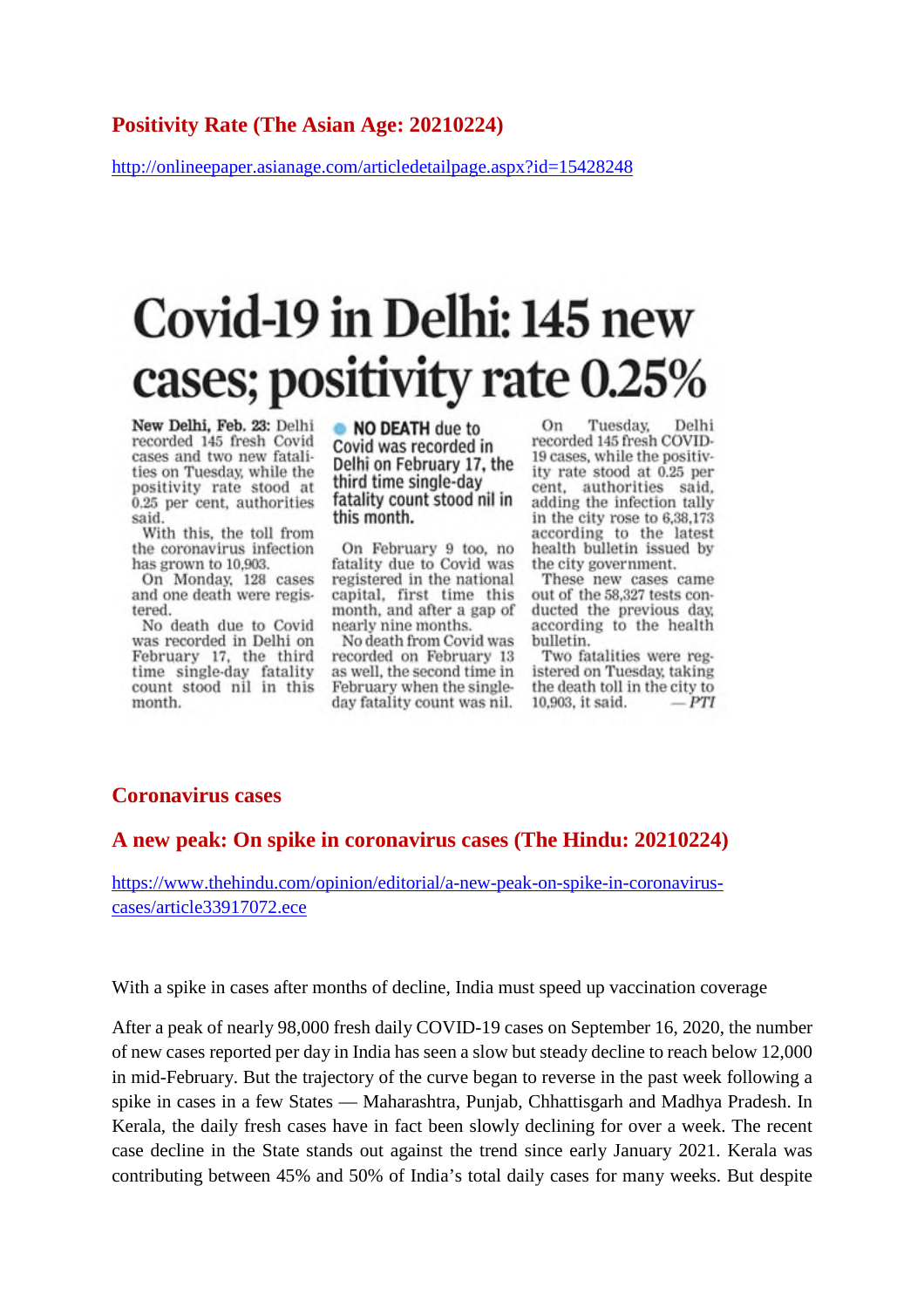## Positivity Rate (The Asian Age: 20210224)

http://onlineepaper.asianage.com/articledetailpage.aspx?id=15428248

# Covid-19 in Delhi: 145 new cases; positivity rate 0.25%

**New Delhi, Feb. 23:** Delhi recorded 145 fresh Covid cases and two new fatalities on Tuesday, while the positivity rate stood at 0.25 per cent, authorities said.

With this, the toll from the coronavirus infection has grown to 10,903.

On Monday, 128 cases and one death were registered.

No death due to Covid was recorded in Delhi on February 17, the third time single-day fatality count stood nil in this month.

**NO DEATH due to Covid was recorded in Delhi on February 17, the third time single-day fatality count stood nil in this month.**

On February 9 too, no fatality due to Covid was registered in the national capital, first time this month, and after a gap of nearly nine months.

No death from Covid was recorded on February 13 as well, the second time in February when the single-day fatality count was nil.

On Tuesday, Delhi recorded 145 fresh COVID-19 cases, while the positivity rate stood at 0.25 per cent, authorities said, adding the infection tally in the city rose to 6,38,173 according to the latest health bulletin issued by the city government.

These new cases came out of the 58,327 tests conducted the previous day, according to the health bulletin.

Two fatalities were registered on Tuesday, taking the death toll in the city to 10,903, it said. — *PTI*

## Coronavirus cases

## A new peak: On spike in coronavirus cases (The Hindu: 20210224)

https://www.thehindu.com/opinion/editorial/a-new-peak-on-spike-in-coronavirus-cases/article33917072.ece

With a spike in cases after months of decline, India must speed up vaccination coverage

After a peak of nearly 98,000 fresh daily COVID-19 cases on September 16, 2020, the number of new cases reported per day in India has seen a slow but steady decline to reach below 12,000 in mid-February. But the trajectory of the curve began to reverse in the past week following a spike in cases in a few States — Maharashtra, Punjab, Chhattisgarh and Madhya Pradesh. In Kerala, the daily fresh cases have in fact been slowly declining for over a week. The recent case decline in the State stands out against the trend since early January 2021. Kerala was contributing between 45% and 50% of India's total daily cases for many weeks. But despite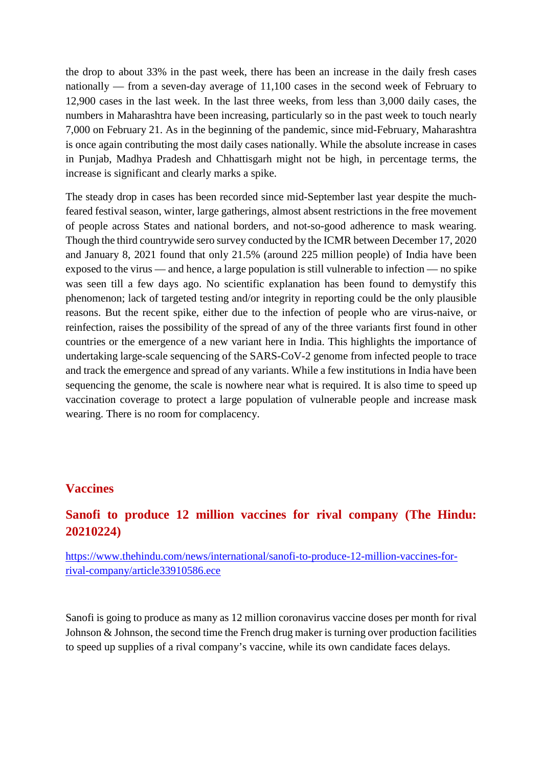the drop to about 33% in the past week, there has been an increase in the daily fresh cases nationally — from a seven-day average of 11,100 cases in the second week of February to 12,900 cases in the last week. In the last three weeks, from less than 3,000 daily cases, the numbers in Maharashtra have been increasing, particularly so in the past week to touch nearly 7,000 on February 21. As in the beginning of the pandemic, since mid-February, Maharashtra is once again contributing the most daily cases nationally. While the absolute increase in cases in Punjab, Madhya Pradesh and Chhattisgarh might not be high, in percentage terms, the increase is significant and clearly marks a spike.

The steady drop in cases has been recorded since mid-September last year despite the much-feared festival season, winter, large gatherings, almost absent restrictions in the free movement of people across States and national borders, and not-so-good adherence to mask wearing. Though the third countrywide sero survey conducted by the ICMR between December 17, 2020 and January 8, 2021 found that only 21.5% (around 225 million people) of India have been exposed to the virus — and hence, a large population is still vulnerable to infection — no spike was seen till a few days ago. No scientific explanation has been found to demystify this phenomenon; lack of targeted testing and/or integrity in reporting could be the only plausible reasons. But the recent spike, either due to the infection of people who are virus-naive, or reinfection, raises the possibility of the spread of any of the three variants first found in other countries or the emergence of a new variant here in India. This highlights the importance of undertaking large-scale sequencing of the SARS-CoV-2 genome from infected people to trace and track the emergence and spread of any variants. While a few institutions in India have been sequencing the genome, the scale is nowhere near what is required. It is also time to speed up vaccination coverage to protect a large population of vulnerable people and increase mask wearing. There is no room for complacency.

## Vaccines

## Sanofi to produce 12 million vaccines for rival company (The Hindu: 20210224)

https://www.thehindu.com/news/international/sanofi-to-produce-12-million-vaccines-for-rival-company/article33910586.ece

Sanofi is going to produce as many as 12 million coronavirus vaccine doses per month for rival Johnson & Johnson, the second time the French drug maker is turning over production facilities to speed up supplies of a rival company's vaccine, while its own candidate faces delays.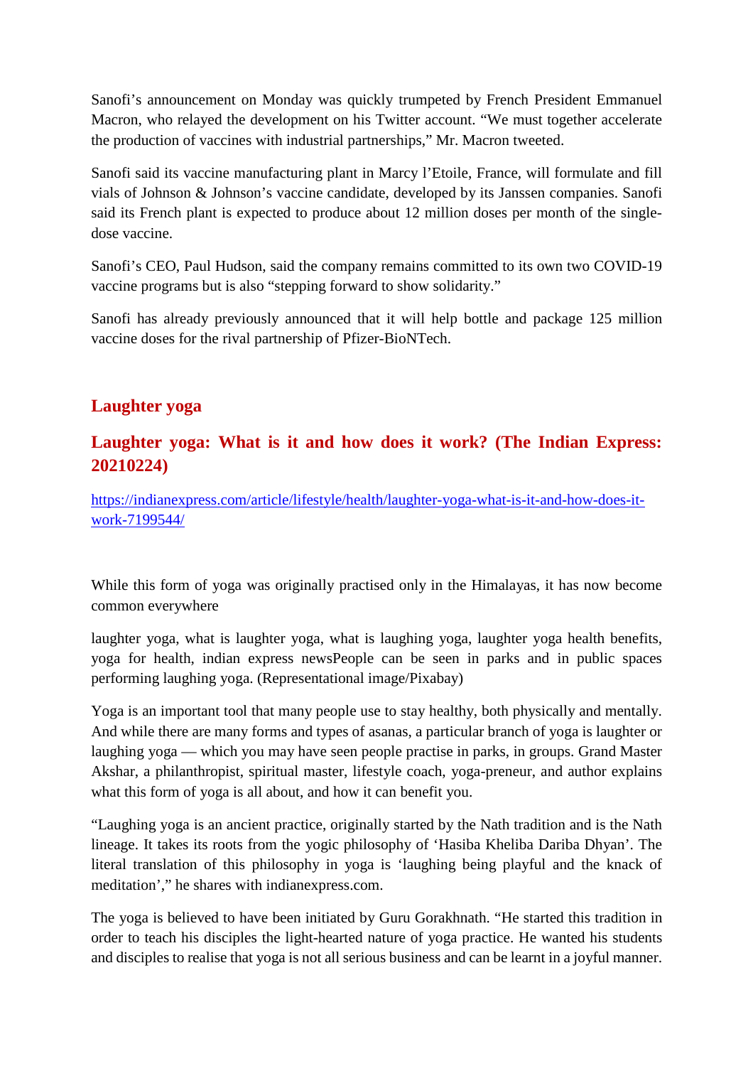Sanofi's announcement on Monday was quickly trumpeted by French President Emmanuel Macron, who relayed the development on his Twitter account. "We must together accelerate the production of vaccines with industrial partnerships," Mr. Macron tweeted.

Sanofi said its vaccine manufacturing plant in Marcy l'Etoile, France, will formulate and fill vials of Johnson & Johnson's vaccine candidate, developed by its Janssen companies. Sanofi said its French plant is expected to produce about 12 million doses per month of the single-dose vaccine.

Sanofi's CEO, Paul Hudson, said the company remains committed to its own two COVID-19 vaccine programs but is also "stepping forward to show solidarity."

Sanofi has already previously announced that it will help bottle and package 125 million vaccine doses for the rival partnership of Pfizer-BioNTech.

## Laughter yoga

## Laughter yoga: What is it and how does it work? (The Indian Express: 20210224)

https://indianexpress.com/article/lifestyle/health/laughter-yoga-what-is-it-and-how-does-it-work-7199544/

While this form of yoga was originally practised only in the Himalayas, it has now become common everywhere

laughter yoga, what is laughter yoga, what is laughing yoga, laughter yoga health benefits, yoga for health, indian express newsPeople can be seen in parks and in public spaces performing laughing yoga. (Representational image/Pixabay)

Yoga is an important tool that many people use to stay healthy, both physically and mentally. And while there are many forms and types of asanas, a particular branch of yoga is laughter or laughing yoga — which you may have seen people practise in parks, in groups. Grand Master Akshar, a philanthropist, spiritual master, lifestyle coach, yoga-preneur, and author explains what this form of yoga is all about, and how it can benefit you.

"Laughing yoga is an ancient practice, originally started by the Nath tradition and is the Nath lineage. It takes its roots from the yogic philosophy of 'Hasiba Kheliba Dariba Dhyan'. The literal translation of this philosophy in yoga is 'laughing being playful and the knack of meditation'," he shares with indianexpress.com.

The yoga is believed to have been initiated by Guru Gorakhnath. "He started this tradition in order to teach his disciples the light-hearted nature of yoga practice. He wanted his students and disciples to realise that yoga is not all serious business and can be learnt in a joyful manner.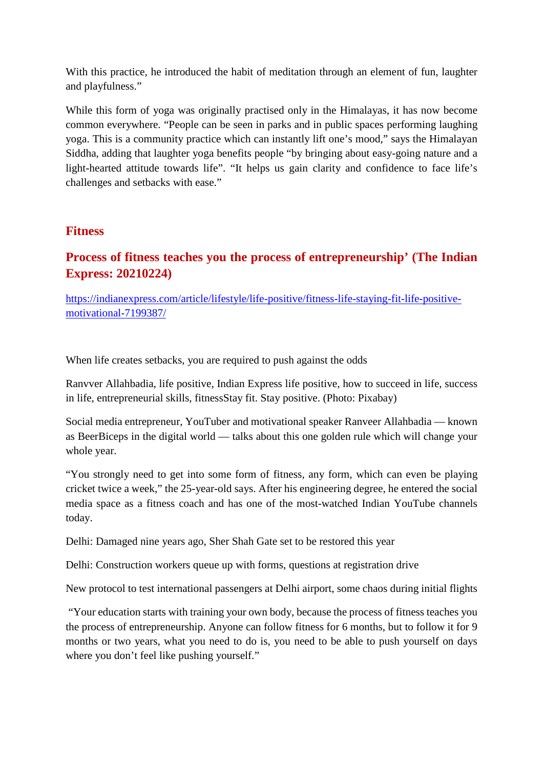With this practice, he introduced the habit of meditation through an element of fun, laughter and playfulness."

While this form of yoga was originally practised only in the Himalayas, it has now become common everywhere. "People can be seen in parks and in public spaces performing laughing yoga. This is a community practice which can instantly lift one's mood," says the Himalayan Siddha, adding that laughter yoga benefits people "by bringing about easy-going nature and a light-hearted attitude towards life". "It helps us gain clarity and confidence to face life's challenges and setbacks with ease."

## Fitness

## Process of fitness teaches you the process of entrepreneurship' (The Indian Express: 20210224)

https://indianexpress.com/article/lifestyle/life-positive/fitness-life-staying-fit-life-positive-motivational-7199387/

When life creates setbacks, you are required to push against the odds

Ranvver Allahbadia, life positive, Indian Express life positive, how to succeed in life, success in life, entrepreneurial skills, fitnessStay fit. Stay positive. (Photo: Pixabay)

Social media entrepreneur, YouTuber and motivational speaker Ranveer Allahbadia — known as BeerBiceps in the digital world — talks about this one golden rule which will change your whole year.

"You strongly need to get into some form of fitness, any form, which can even be playing cricket twice a week," the 25-year-old says. After his engineering degree, he entered the social media space as a fitness coach and has one of the most-watched Indian YouTube channels today.

Delhi: Damaged nine years ago, Sher Shah Gate set to be restored this year

Delhi: Construction workers queue up with forms, questions at registration drive

New protocol to test international passengers at Delhi airport, some chaos during initial flights

"Your education starts with training your own body, because the process of fitness teaches you the process of entrepreneurship. Anyone can follow fitness for 6 months, but to follow it for 9 months or two years, what you need to do is, you need to be able to push yourself on days where you don't feel like pushing yourself."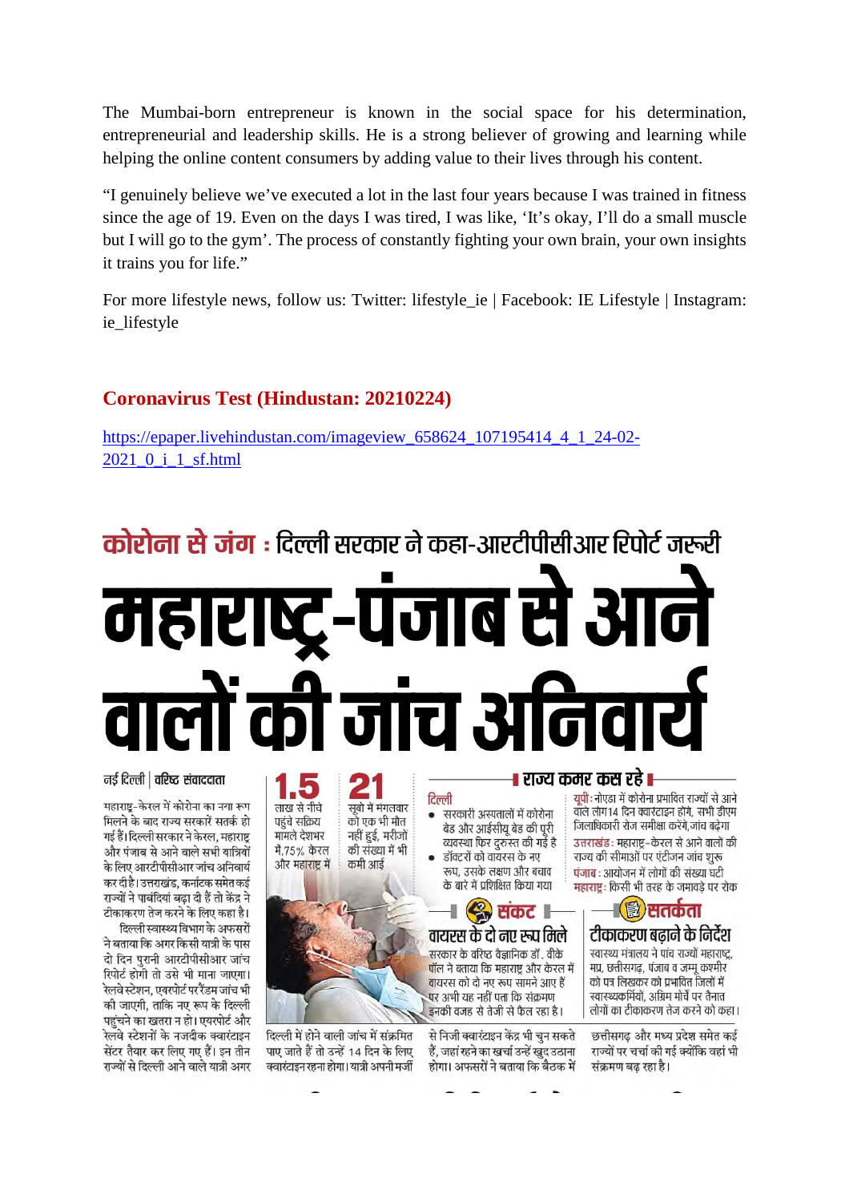The Mumbai-born entrepreneur is known in the social space for his determination, entrepreneurial and leadership skills. He is a strong believer of growing and learning while helping the online content consumers by adding value to their lives through his content.

"I genuinely believe we've executed a lot in the last four years because I was trained in fitness since the age of 19. Even on the days I was tired, I was like, 'It's okay, I'll do a small muscle but I will go to the gym'. The process of constantly fighting your own brain, your own insights it trains you for life."

For more lifestyle news, follow us: Twitter: lifestyle_ie | Facebook: IE Lifestyle | Instagram: ie_lifestyle

## Coronavirus Test (Hindustan: 20210224)

https://epaper.livehindustan.com/imageview_658624_107195414_4_1_24-02-2021_0_i_1_sf.html

**कोरोना से जंग : दिल्ली सरकार ने कहा-आरटीपीसीआर रिपोर्ट जरूरी**

# महाराष्ट्र-पंजाब से आने वालों की जांच अनिवार्य

नई दिल्ली | वरिष्ठ संवाददाता

महाराष्ट्र-केरल में कोरोना का नया रूप मिलने के बाद राज्य सरकारें सतर्क हो गई हैं। दिल्ली सरकार ने केरल, महाराष्ट्र और पंजाब से आने वाले सभी यात्रियों के लिए आरटीपीसीआर जांच अनिवार्य कर दी है। उत्तराखंड, कर्नाटक समेत कई राज्यों ने पाबंदियां बढ़ा दी हैं तो केंद्र ने टीकाकरण तेज करने के लिए कहा है।

दिल्ली स्वास्थ्य विभाग के अफसरों ने बताया कि अगर किसी यात्री के पास दो दिन पुरानी आरटीपीसीआर जांच रिपोर्ट होगी तो उसे भी माना जाएगा। रेलवे स्टेशन, एयरपोर्ट पर रैंडम जांच भी की जाएगी, ताकि नए रूप के दिल्ली पहुंचने का खतरा न हो। एयरपोर्ट और रेलवे स्टेशनों के नजदीक क्वारंटाइन सेंटर तैयार कर लिए गए हैं। इन तीन राज्यों से दिल्ली आने वाले यात्री अगर दिल्ली में होने वाली जांच में संक्रमित पाए जाते हैं तो उन्हें 14 दिन के लिए क्वारंटाइन रहना होगा। यात्री अपनी मर्जी से निजी क्वारंटाइन केंद्र भी चुन सकते हैं, जहां रहने का खर्चा उन्हें खुद उठाना होगा। अफसरों ने बताया कि बैठक में छत्तीसगढ़ और मध्य प्रदेश समेत कई राज्यों पर चर्चा की गई क्योंकि वहां भी संक्रमण बढ़ रहा है।

**1.5** लाख से नीचे पहुंचे सक्रिय मामले देशभर में, 75% केरल और महाराष्ट्र में

**21** सूबों में मंगलवार को एक भी मौत नहीं हुई, मरीजों की संख्या में भी कमी आई

### राज्य कमर कस रहे

**दिल्ली**

- सरकारी अस्पतालों में कोरोना बेड और आईसीयू बेड की पूरी व्यवस्था फिर दुरुस्त की गई है
- डॉक्टरों को वायरस के नए रूप, उसके लक्षण और बचाव के बारे में प्रशिक्षित किया गया

**यूपी:** नोएडा में कोरोना प्रभावित राज्यों से आने वाले लोग 14 दिन क्वारंटाइन होंगे, सभी डीएम जिलाधिकारी रोज समीक्षा करेंगे, जांच बढ़ेगा

**उत्तराखंड:** महाराष्ट्र-केरल से आने वालों की राज्य की सीमाओं पर एंटीजन जांच शुरू

**पंजाब:** आयोजन में लोगों की संख्या घटी

**महाराष्ट्र:** किसी भी तरह के जमावड़े पर रोक

### संकट

**वायरस के दो नए रूप मिले**

सरकार के वरिष्ठ वैज्ञानिक डॉ. वीके पॉल ने बताया कि महाराष्ट्र और केरल में वायरस को दो नए रूप सामने आए हैं पर अभी यह नहीं पता कि संक्रमण इनकी वजह से तेजी से फैल रहा है।

### सतर्कता

**टीकाकरण बढ़ाने के निर्देश**

स्वास्थ्य मंत्रालय ने पांच राज्यों महाराष्ट्र, मप्र, छत्तीसगढ़, पंजाब व जम्मू कश्मीर को पत्र लिखकर को प्रभावित जिलों में स्वास्थ्यकर्मियों, अग्रिम मोर्चे पर तैनात लोगों का टीकाकरण तेज करने को कहा।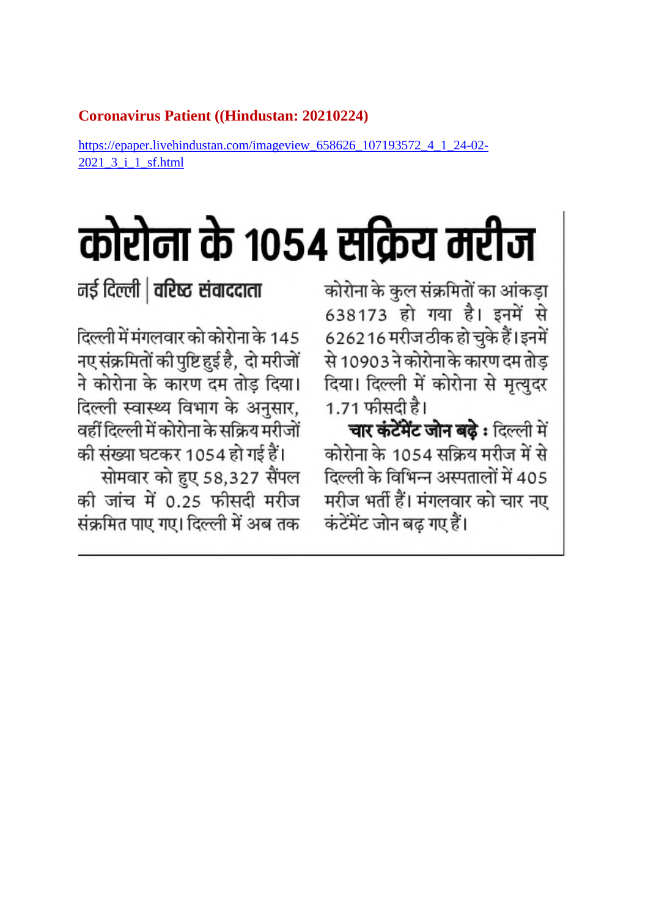**Coronavirus Patient ((Hindustan: 20210224)**

https://epaper.livehindustan.com/imageview_658626_107193572_4_1_24-02-2021_3_i_1_sf.html

# कोरोना के 1054 सक्रिय मरीज

नई दिल्ली | **वरिष्ठ संवाददाता**

दिल्ली में मंगलवार को कोरोना के 145 नए संक्रमितों की पुष्टि हुई है, दो मरीजों ने कोरोना के कारण दम तोड़ दिया। दिल्ली स्वास्थ्य विभाग के अनुसार, वहीं दिल्ली में कोरोना के सक्रिय मरीजों की संख्या घटकर 1054 हो गई हैं।

सोमवार को हुए 58,327 सैंपल की जांच में 0.25 फीसदी मरीज संक्रमित पाए गए। दिल्ली में अब तक कोरोना के कुल संक्रमितों का आंकड़ा 638173 हो गया है। इनमें से 626216 मरीज ठीक हो चुके हैं। इनमें से 10903 ने कोरोना के कारण दम तोड़ दिया। दिल्ली में कोरोना से मृत्युदर 1.71 फीसदी है।

**चार कंटेंमेंट जोन बढ़े :** दिल्ली में कोरोना के 1054 सक्रिय मरीज में से दिल्ली के विभिन्न अस्पतालों में 405 मरीज भर्ती हैं। मंगलवार को चार नए कंटेंमेंट जोन बढ़ गए हैं।